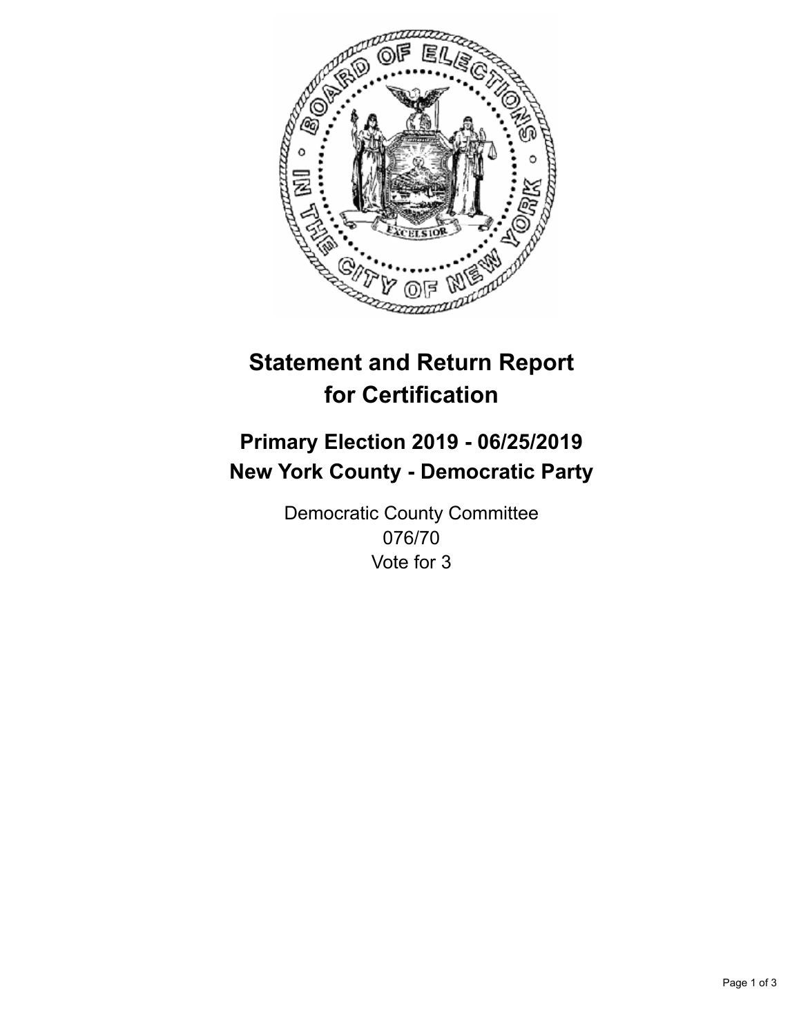# Statement and Return Report for Certification

## Primary Election 2019 - 06/25/2019
## New York County - Democratic Party

Democratic County Committee
076/70
Vote for 3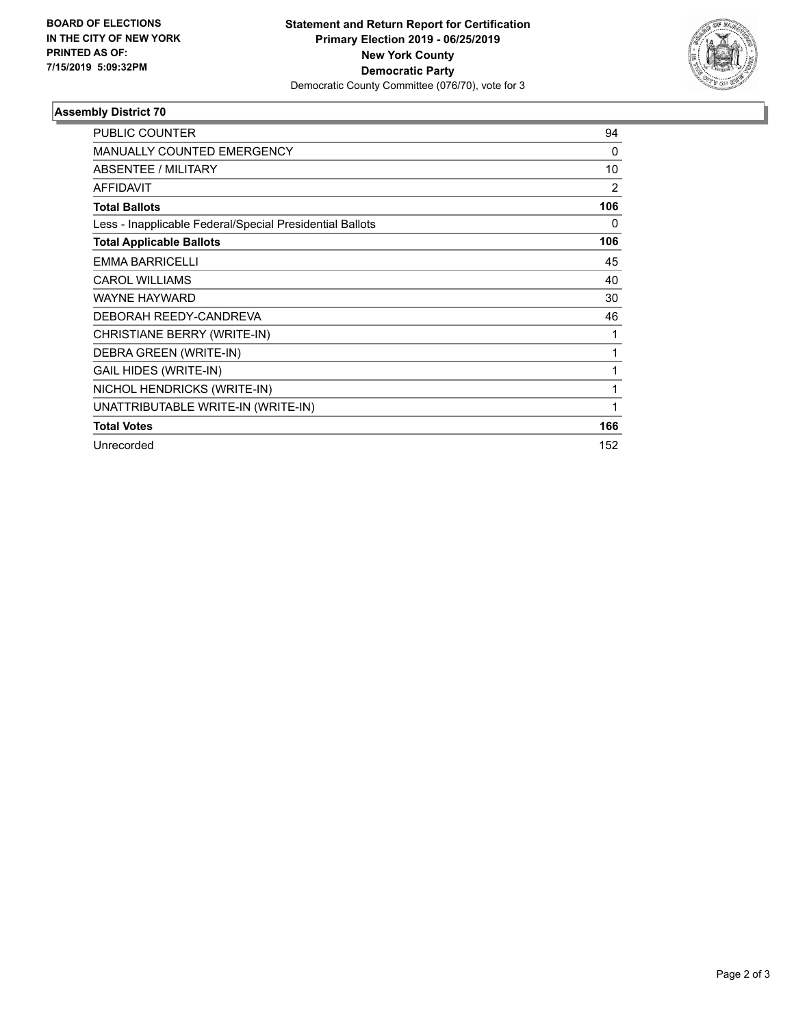**BOARD OF ELECTIONS IN THE CITY OF NEW YORK PRINTED AS OF: 7/15/2019 5:09:32PM**

**Statement and Return Report for Certification**
**Primary Election 2019 - 06/25/2019**
**New York County**
**Democratic Party**
Democratic County Committee (076/70), vote for 3

### Assembly District 70

| | |
|---|---|
| PUBLIC COUNTER | 94 |
| MANUALLY COUNTED EMERGENCY | 0 |
| ABSENTEE / MILITARY | 10 |
| AFFIDAVIT | 2 |
| **Total Ballots** | **106** |
| Less - Inapplicable Federal/Special Presidential Ballots | 0 |
| **Total Applicable Ballots** | **106** |
| EMMA BARRICELLI | 45 |
| CAROL WILLIAMS | 40 |
| WAYNE HAYWARD | 30 |
| DEBORAH REEDY-CANDREVA | 46 |
| CHRISTIANE BERRY (WRITE-IN) | 1 |
| DEBRA GREEN (WRITE-IN) | 1 |
| GAIL HIDES (WRITE-IN) | 1 |
| NICHOL HENDRICKS (WRITE-IN) | 1 |
| UNATTRIBUTABLE WRITE-IN (WRITE-IN) | 1 |
| **Total Votes** | **166** |
| Unrecorded | 152 |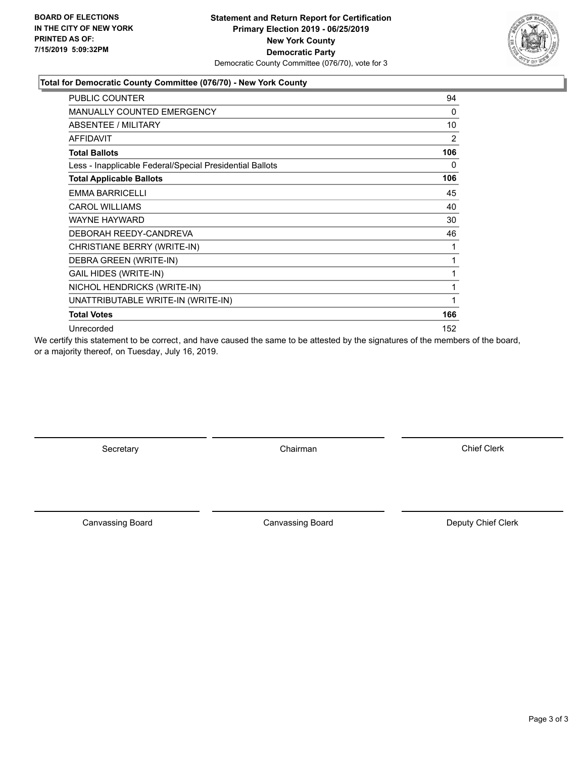**BOARD OF ELECTIONS IN THE CITY OF NEW YORK PRINTED AS OF: 7/15/2019 5:09:32PM**

**Statement and Return Report for Certification**
**Primary Election 2019 - 06/25/2019**
**New York County**
**Democratic Party**
Democratic County Committee (076/70), vote for 3

### Total for Democratic County Committee (076/70) - New York County

| | |
|---|---|
| PUBLIC COUNTER | 94 |
| MANUALLY COUNTED EMERGENCY | 0 |
| ABSENTEE / MILITARY | 10 |
| AFFIDAVIT | 2 |
| **Total Ballots** | **106** |
| Less - Inapplicable Federal/Special Presidential Ballots | 0 |
| **Total Applicable Ballots** | **106** |
| EMMA BARRICELLI | 45 |
| CAROL WILLIAMS | 40 |
| WAYNE HAYWARD | 30 |
| DEBORAH REEDY-CANDREVA | 46 |
| CHRISTIANE BERRY (WRITE-IN) | 1 |
| DEBRA GREEN (WRITE-IN) | 1 |
| GAIL HIDES (WRITE-IN) | 1 |
| NICHOL HENDRICKS (WRITE-IN) | 1 |
| UNATTRIBUTABLE WRITE-IN (WRITE-IN) | 1 |
| **Total Votes** | **166** |
| Unrecorded | 152 |

We certify this statement to be correct, and have caused the same to be attested by the signatures of the members of the board, or a majority thereof, on Tuesday, July 16, 2019.

Secretary

Chairman

Chief Clerk

Canvassing Board

Canvassing Board

Deputy Chief Clerk